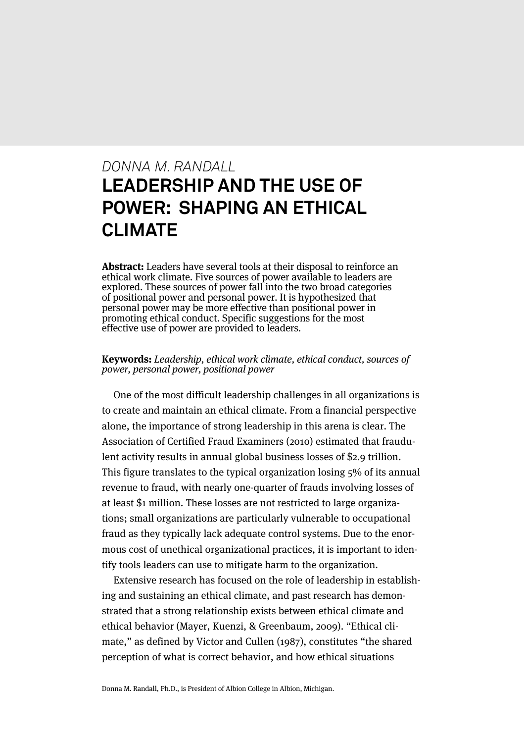*DONNA M. RANDALL*

# LEADERSHIP AND THE USE OF POWER: SHAPING AN ETHICAL CLIMATE

**Abstract:** Leaders have several tools at their disposal to reinforce an ethical work climate. Five sources of power available to leaders are explored. These sources of power fall into the two broad categories of positional power and personal power. It is hypothesized that personal power may be more effective than positional power in promoting ethical conduct. Specific suggestions for the most effective use of power are provided to leaders.

**Keywords:** *Leadership, ethical work climate, ethical conduct, sources of power, personal power, positional power*

One of the most difficult leadership challenges in all organizations is to create and maintain an ethical climate. From a financial perspective alone, the importance of strong leadership in this arena is clear. The Association of Certified Fraud Examiners (2010) estimated that fraudulent activity results in annual global business losses of $2.9 trillion. This figure translates to the typical organization losing 5% of its annual revenue to fraud, with nearly one-quarter of frauds involving losses of at least $1 million. These losses are not restricted to large organizations; small organizations are particularly vulnerable to occupational fraud as they typically lack adequate control systems. Due to the enormous cost of unethical organizational practices, it is important to identify tools leaders can use to mitigate harm to the organization.

Extensive research has focused on the role of leadership in establishing and sustaining an ethical climate, and past research has demonstrated that a strong relationship exists between ethical climate and ethical behavior (Mayer, Kuenzi, & Greenbaum, 2009). "Ethical climate," as defined by Victor and Cullen (1987), constitutes "the shared perception of what is correct behavior, and how ethical situations

Donna M. Randall, Ph.D., is President of Albion College in Albion, Michigan.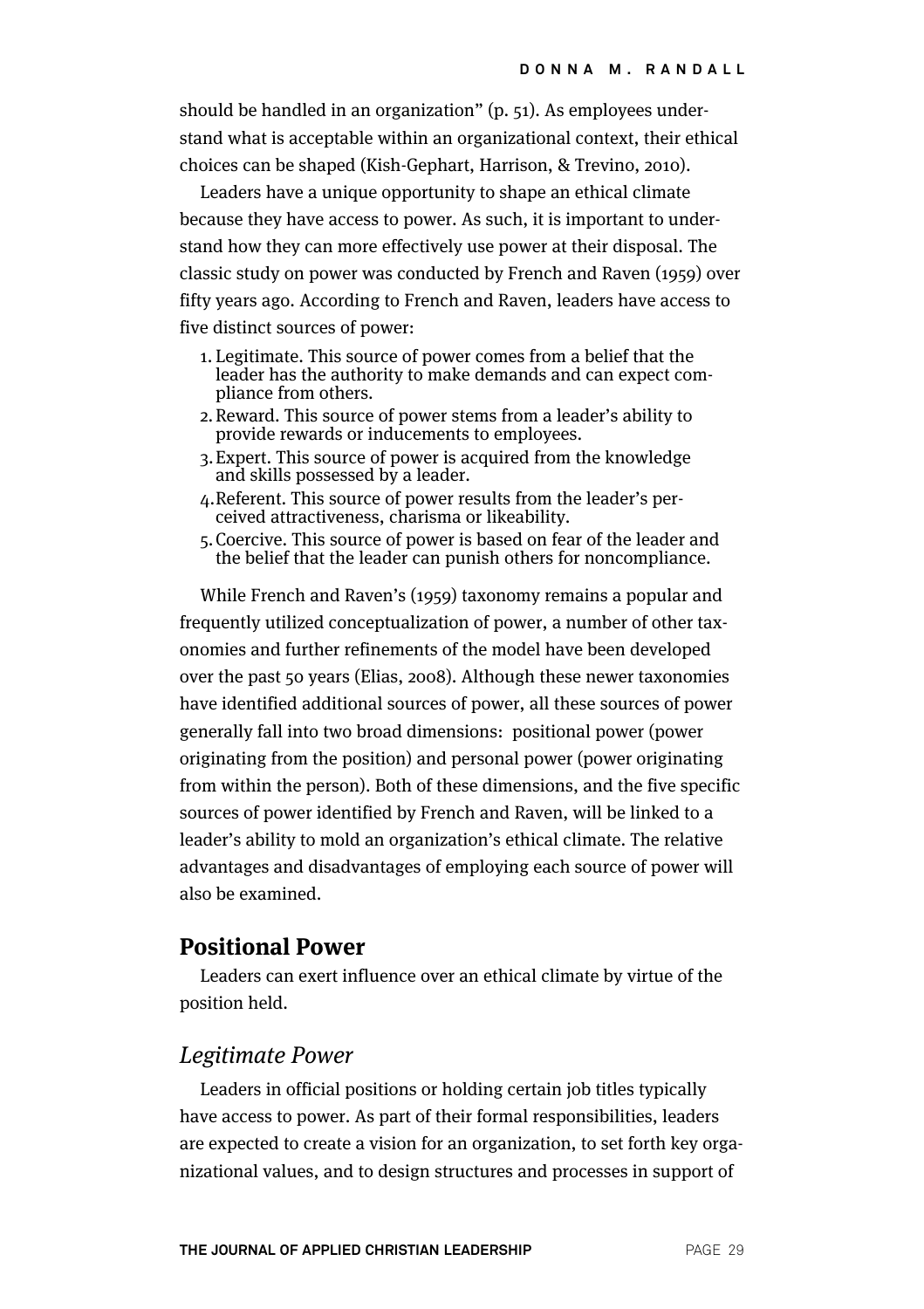should be handled in an organization" (p. 51). As employees understand what is acceptable within an organizational context, their ethical choices can be shaped (Kish-Gephart, Harrison, & Trevino, 2010).

Leaders have a unique opportunity to shape an ethical climate because they have access to power. As such, it is important to understand how they can more effectively use power at their disposal. The classic study on power was conducted by French and Raven (1959) over fifty years ago. According to French and Raven, leaders have access to five distinct sources of power:

1. Legitimate. This source of power comes from a belief that the leader has the authority to make demands and can expect compliance from others.
2. Reward. This source of power stems from a leader's ability to provide rewards or inducements to employees.
3. Expert. This source of power is acquired from the knowledge and skills possessed by a leader.
4. Referent. This source of power results from the leader's perceived attractiveness, charisma or likeability.
5. Coercive. This source of power is based on fear of the leader and the belief that the leader can punish others for noncompliance.

While French and Raven's (1959) taxonomy remains a popular and frequently utilized conceptualization of power, a number of other taxonomies and further refinements of the model have been developed over the past 50 years (Elias, 2008). Although these newer taxonomies have identified additional sources of power, all these sources of power generally fall into two broad dimensions: positional power (power originating from the position) and personal power (power originating from within the person). Both of these dimensions, and the five specific sources of power identified by French and Raven, will be linked to a leader's ability to mold an organization's ethical climate. The relative advantages and disadvantages of employing each source of power will also be examined.

## Positional Power

Leaders can exert influence over an ethical climate by virtue of the position held.

### *Legitimate Power*

Leaders in official positions or holding certain job titles typically have access to power. As part of their formal responsibilities, leaders are expected to create a vision for an organization, to set forth key organizational values, and to design structures and processes in support of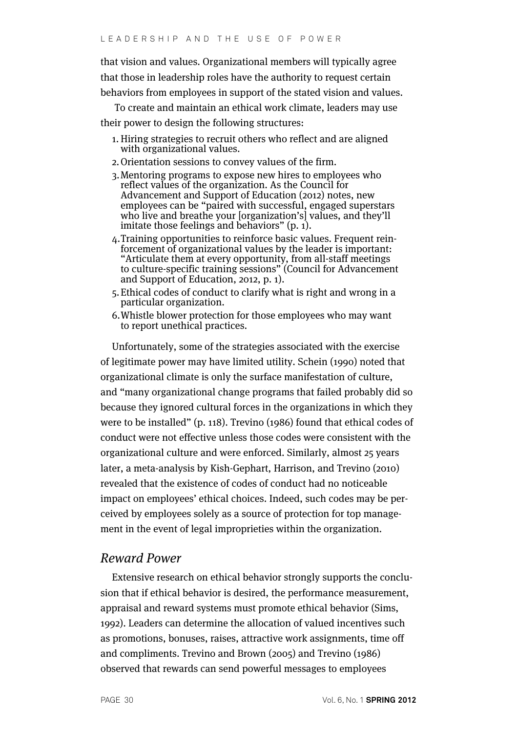that vision and values. Organizational members will typically agree that those in leadership roles have the authority to request certain behaviors from employees in support of the stated vision and values.

To create and maintain an ethical work climate, leaders may use their power to design the following structures:

1. Hiring strategies to recruit others who reflect and are aligned with organizational values.
2. Orientation sessions to convey values of the firm.
3. Mentoring programs to expose new hires to employees who reflect values of the organization. As the Council for Advancement and Support of Education (2012) notes, new employees can be "paired with successful, engaged superstars who live and breathe your [organization's] values, and they'll imitate those feelings and behaviors" (p. 1).
4. Training opportunities to reinforce basic values. Frequent reinforcement of organizational values by the leader is important: "Articulate them at every opportunity, from all-staff meetings to culture-specific training sessions" (Council for Advancement and Support of Education, 2012, p. 1).
5. Ethical codes of conduct to clarify what is right and wrong in a particular organization.
6. Whistle blower protection for those employees who may want to report unethical practices.

Unfortunately, some of the strategies associated with the exercise of legitimate power may have limited utility. Schein (1990) noted that organizational climate is only the surface manifestation of culture, and "many organizational change programs that failed probably did so because they ignored cultural forces in the organizations in which they were to be installed" (p. 118). Trevino (1986) found that ethical codes of conduct were not effective unless those codes were consistent with the organizational culture and were enforced. Similarly, almost 25 years later, a meta-analysis by Kish-Gephart, Harrison, and Trevino (2010) revealed that the existence of codes of conduct had no noticeable impact on employees' ethical choices. Indeed, such codes may be perceived by employees solely as a source of protection for top management in the event of legal improprieties within the organization.

## *Reward Power*

Extensive research on ethical behavior strongly supports the conclusion that if ethical behavior is desired, the performance measurement, appraisal and reward systems must promote ethical behavior (Sims, 1992). Leaders can determine the allocation of valued incentives such as promotions, bonuses, raises, attractive work assignments, time off and compliments. Trevino and Brown (2005) and Trevino (1986) observed that rewards can send powerful messages to employees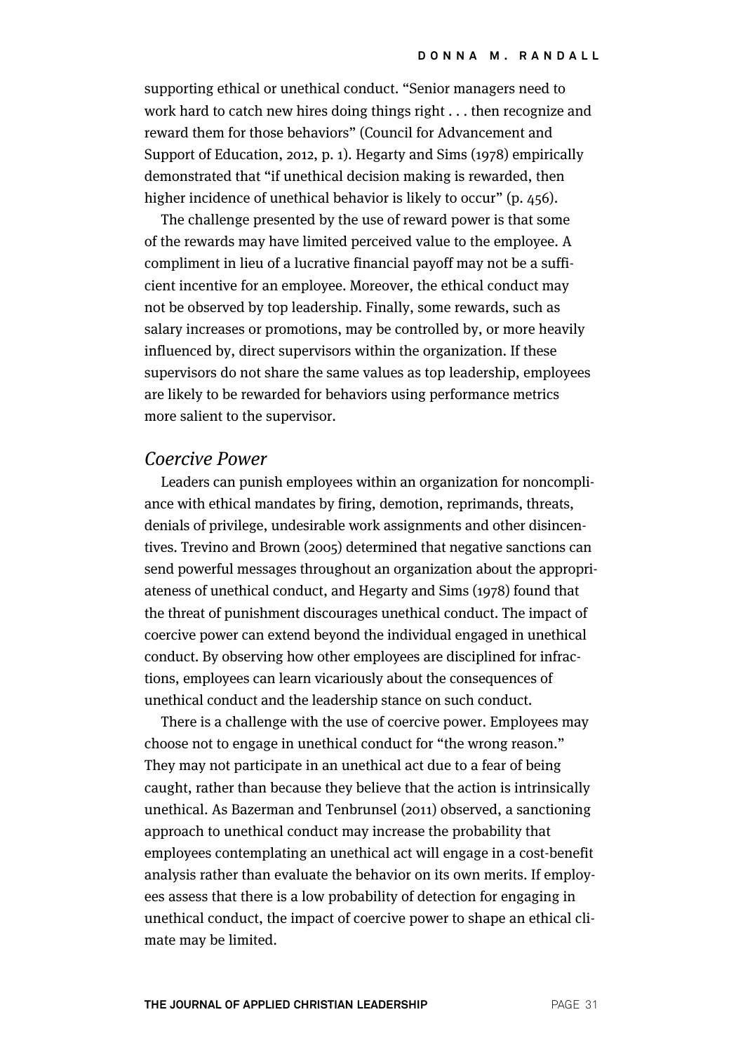supporting ethical or unethical conduct. "Senior managers need to work hard to catch new hires doing things right . . . then recognize and reward them for those behaviors" (Council for Advancement and Support of Education, 2012, p. 1). Hegarty and Sims (1978) empirically demonstrated that "if unethical decision making is rewarded, then higher incidence of unethical behavior is likely to occur" (p. 456).

The challenge presented by the use of reward power is that some of the rewards may have limited perceived value to the employee. A compliment in lieu of a lucrative financial payoff may not be a sufficient incentive for an employee. Moreover, the ethical conduct may not be observed by top leadership. Finally, some rewards, such as salary increases or promotions, may be controlled by, or more heavily influenced by, direct supervisors within the organization. If these supervisors do not share the same values as top leadership, employees are likely to be rewarded for behaviors using performance metrics more salient to the supervisor.

### *Coercive Power*

Leaders can punish employees within an organization for noncompliance with ethical mandates by firing, demotion, reprimands, threats, denials of privilege, undesirable work assignments and other disincentives. Trevino and Brown (2005) determined that negative sanctions can send powerful messages throughout an organization about the appropriateness of unethical conduct, and Hegarty and Sims (1978) found that the threat of punishment discourages unethical conduct. The impact of coercive power can extend beyond the individual engaged in unethical conduct. By observing how other employees are disciplined for infractions, employees can learn vicariously about the consequences of unethical conduct and the leadership stance on such conduct.

There is a challenge with the use of coercive power. Employees may choose not to engage in unethical conduct for "the wrong reason." They may not participate in an unethical act due to a fear of being caught, rather than because they believe that the action is intrinsically unethical. As Bazerman and Tenbrunsel (2011) observed, a sanctioning approach to unethical conduct may increase the probability that employees contemplating an unethical act will engage in a cost-benefit analysis rather than evaluate the behavior on its own merits. If employees assess that there is a low probability of detection for engaging in unethical conduct, the impact of coercive power to shape an ethical climate may be limited.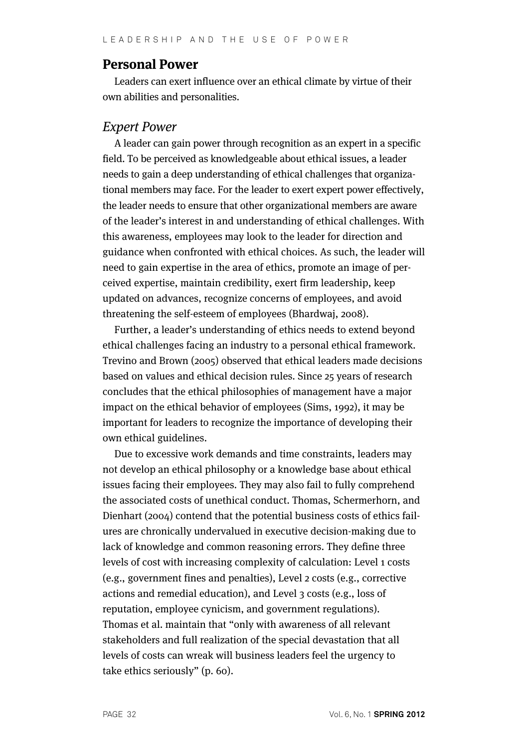## Personal Power

Leaders can exert influence over an ethical climate by virtue of their own abilities and personalities.

### *Expert Power*

A leader can gain power through recognition as an expert in a specific field. To be perceived as knowledgeable about ethical issues, a leader needs to gain a deep understanding of ethical challenges that organizational members may face. For the leader to exert expert power effectively, the leader needs to ensure that other organizational members are aware of the leader's interest in and understanding of ethical challenges. With this awareness, employees may look to the leader for direction and guidance when confronted with ethical choices. As such, the leader will need to gain expertise in the area of ethics, promote an image of perceived expertise, maintain credibility, exert firm leadership, keep updated on advances, recognize concerns of employees, and avoid threatening the self-esteem of employees (Bhardwaj, 2008).

Further, a leader's understanding of ethics needs to extend beyond ethical challenges facing an industry to a personal ethical framework. Trevino and Brown (2005) observed that ethical leaders made decisions based on values and ethical decision rules. Since 25 years of research concludes that the ethical philosophies of management have a major impact on the ethical behavior of employees (Sims, 1992), it may be important for leaders to recognize the importance of developing their own ethical guidelines.

Due to excessive work demands and time constraints, leaders may not develop an ethical philosophy or a knowledge base about ethical issues facing their employees. They may also fail to fully comprehend the associated costs of unethical conduct. Thomas, Schermerhorn, and Dienhart (2004) contend that the potential business costs of ethics failures are chronically undervalued in executive decision-making due to lack of knowledge and common reasoning errors. They define three levels of cost with increasing complexity of calculation: Level 1 costs (e.g., government fines and penalties), Level 2 costs (e.g., corrective actions and remedial education), and Level 3 costs (e.g., loss of reputation, employee cynicism, and government regulations). Thomas et al. maintain that "only with awareness of all relevant stakeholders and full realization of the special devastation that all levels of costs can wreak will business leaders feel the urgency to take ethics seriously" (p. 60).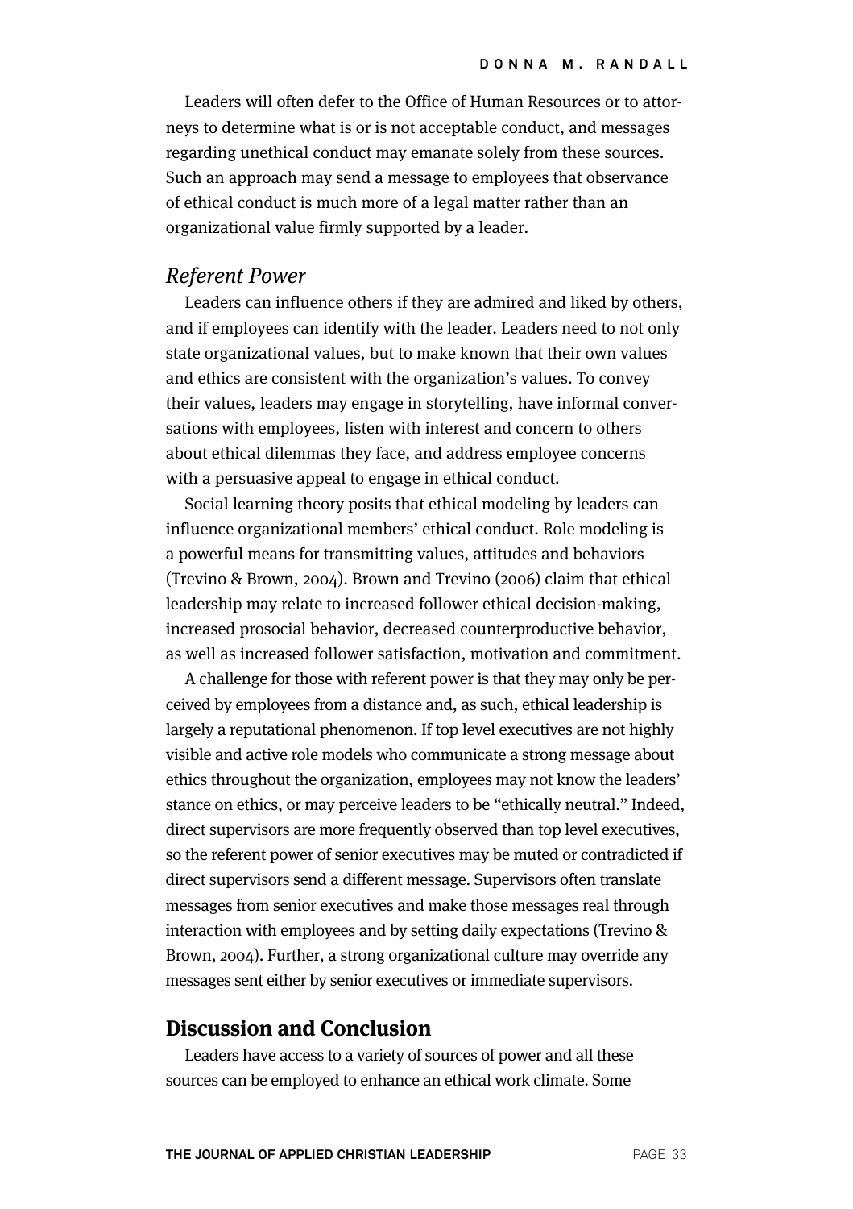Leaders will often defer to the Office of Human Resources or to attorneys to determine what is or is not acceptable conduct, and messages regarding unethical conduct may emanate solely from these sources. Such an approach may send a message to employees that observance of ethical conduct is much more of a legal matter rather than an organizational value firmly supported by a leader.

### *Referent Power*

Leaders can influence others if they are admired and liked by others, and if employees can identify with the leader. Leaders need to not only state organizational values, but to make known that their own values and ethics are consistent with the organization's values. To convey their values, leaders may engage in storytelling, have informal conversations with employees, listen with interest and concern to others about ethical dilemmas they face, and address employee concerns with a persuasive appeal to engage in ethical conduct.

Social learning theory posits that ethical modeling by leaders can influence organizational members' ethical conduct. Role modeling is a powerful means for transmitting values, attitudes and behaviors (Trevino & Brown, 2004). Brown and Trevino (2006) claim that ethical leadership may relate to increased follower ethical decision-making, increased prosocial behavior, decreased counterproductive behavior, as well as increased follower satisfaction, motivation and commitment.

A challenge for those with referent power is that they may only be perceived by employees from a distance and, as such, ethical leadership is largely a reputational phenomenon. If top level executives are not highly visible and active role models who communicate a strong message about ethics throughout the organization, employees may not know the leaders' stance on ethics, or may perceive leaders to be "ethically neutral." Indeed, direct supervisors are more frequently observed than top level executives, so the referent power of senior executives may be muted or contradicted if direct supervisors send a different message. Supervisors often translate messages from senior executives and make those messages real through interaction with employees and by setting daily expectations (Trevino & Brown, 2004). Further, a strong organizational culture may override any messages sent either by senior executives or immediate supervisors.

## Discussion and Conclusion

Leaders have access to a variety of sources of power and all these sources can be employed to enhance an ethical work climate. Some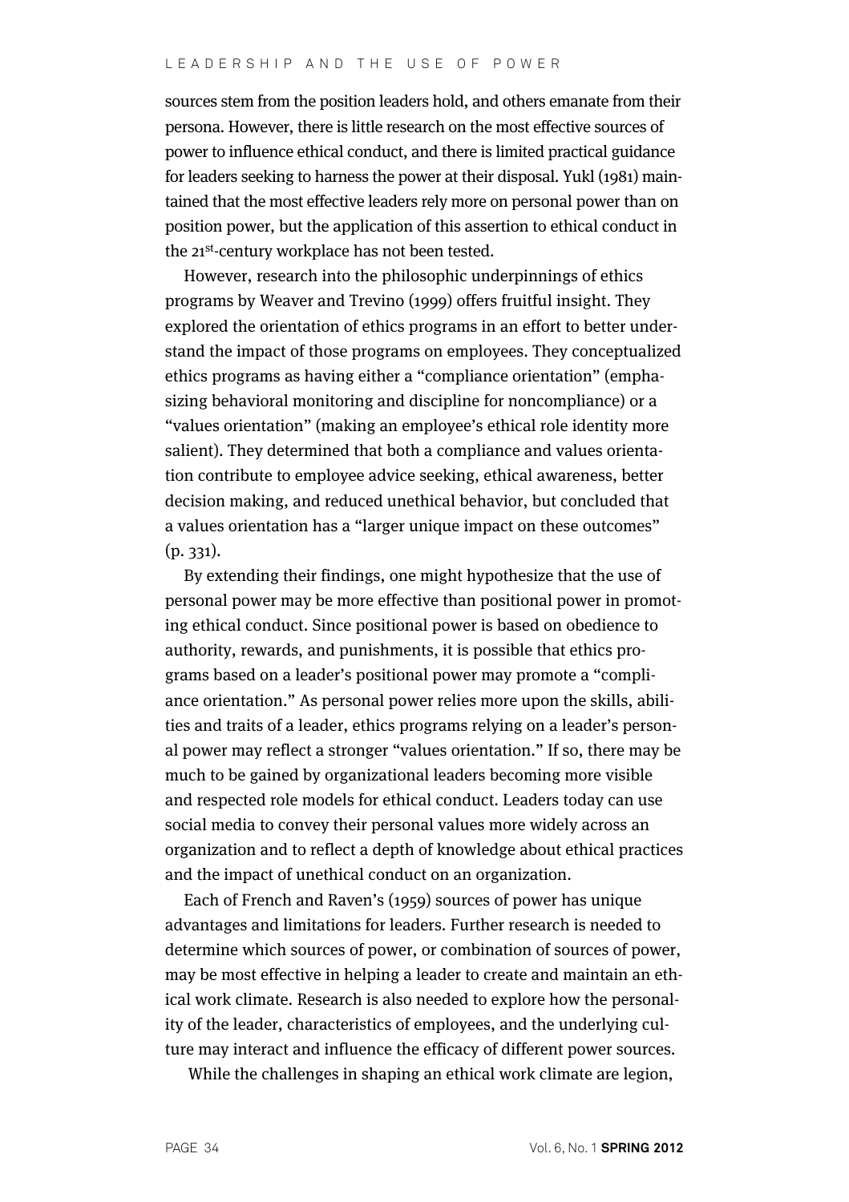sources stem from the position leaders hold, and others emanate from their persona. However, there is little research on the most effective sources of power to influence ethical conduct, and there is limited practical guidance for leaders seeking to harness the power at their disposal. Yukl (1981) maintained that the most effective leaders rely more on personal power than on position power, but the application of this assertion to ethical conduct in the 21st-century workplace has not been tested.

However, research into the philosophic underpinnings of ethics programs by Weaver and Trevino (1999) offers fruitful insight. They explored the orientation of ethics programs in an effort to better understand the impact of those programs on employees. They conceptualized ethics programs as having either a "compliance orientation" (emphasizing behavioral monitoring and discipline for noncompliance) or a "values orientation" (making an employee's ethical role identity more salient). They determined that both a compliance and values orientation contribute to employee advice seeking, ethical awareness, better decision making, and reduced unethical behavior, but concluded that a values orientation has a "larger unique impact on these outcomes" (p. 331).

By extending their findings, one might hypothesize that the use of personal power may be more effective than positional power in promoting ethical conduct. Since positional power is based on obedience to authority, rewards, and punishments, it is possible that ethics programs based on a leader's positional power may promote a "compliance orientation." As personal power relies more upon the skills, abilities and traits of a leader, ethics programs relying on a leader's personal power may reflect a stronger "values orientation." If so, there may be much to be gained by organizational leaders becoming more visible and respected role models for ethical conduct. Leaders today can use social media to convey their personal values more widely across an organization and to reflect a depth of knowledge about ethical practices and the impact of unethical conduct on an organization.

Each of French and Raven's (1959) sources of power has unique advantages and limitations for leaders. Further research is needed to determine which sources of power, or combination of sources of power, may be most effective in helping a leader to create and maintain an ethical work climate. Research is also needed to explore how the personality of the leader, characteristics of employees, and the underlying culture may interact and influence the efficacy of different power sources.

While the challenges in shaping an ethical work climate are legion,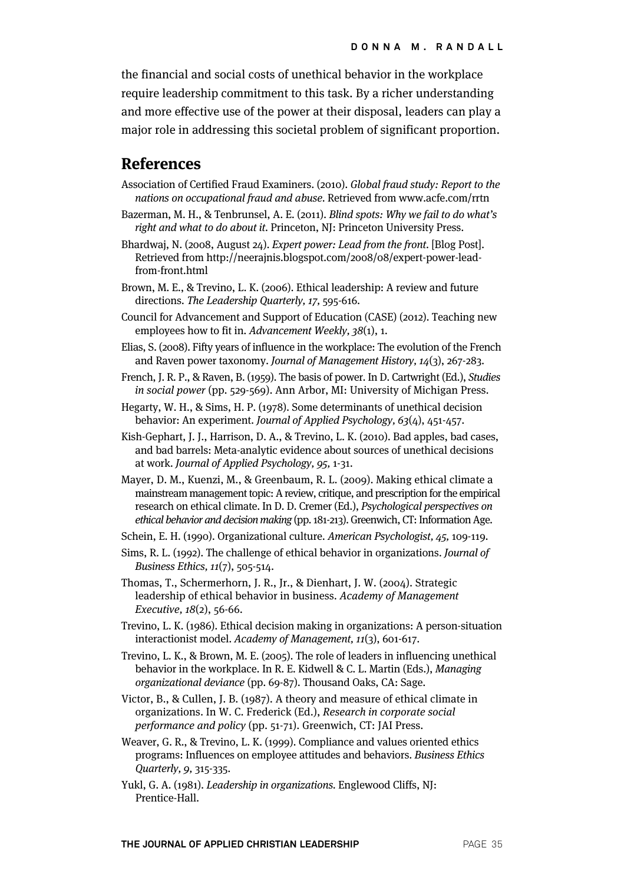the financial and social costs of unethical behavior in the workplace require leadership commitment to this task. By a richer understanding and more effective use of the power at their disposal, leaders can play a major role in addressing this societal problem of significant proportion.

## References

Association of Certified Fraud Examiners. (2010). *Global fraud study: Report to the nations on occupational fraud and abuse*. Retrieved from www.acfe.com/rrtn

Bazerman, M. H., & Tenbrunsel, A. E. (2011). *Blind spots: Why we fail to do what's right and what to do about it*. Princeton, NJ: Princeton University Press.

Bhardwaj, N. (2008, August 24). *Expert power: Lead from the front*. [Blog Post]. Retrieved from http://neerajnis.blogspot.com/2008/08/expert-power-lead-from-front.html

Brown, M. E., & Trevino, L. K. (2006). Ethical leadership: A review and future directions. *The Leadership Quarterly, 17*, 595-616.

Council for Advancement and Support of Education (CASE) (2012). Teaching new employees how to fit in. *Advancement Weekly, 38*(1), 1.

Elias, S. (2008). Fifty years of influence in the workplace: The evolution of the French and Raven power taxonomy. *Journal of Management History, 14*(3), 267-283.

French, J. R. P., & Raven, B. (1959). The basis of power. In D. Cartwright (Ed.), *Studies in social power* (pp. 529-569). Ann Arbor, MI: University of Michigan Press.

Hegarty, W. H., & Sims, H. P. (1978). Some determinants of unethical decision behavior: An experiment. *Journal of Applied Psychology, 63*(4), 451-457.

Kish-Gephart, J. J., Harrison, D. A., & Trevino, L. K. (2010). Bad apples, bad cases, and bad barrels: Meta-analytic evidence about sources of unethical decisions at work. *Journal of Applied Psychology, 95*, 1-31.

Mayer, D. M., Kuenzi, M., & Greenbaum, R. L. (2009). Making ethical climate a mainstream management topic: A review, critique, and prescription for the empirical research on ethical climate. In D. D. Cremer (Ed.), *Psychological perspectives on ethical behavior and decision making* (pp. 181-213). Greenwich, CT: Information Age.

Schein, E. H. (1990). Organizational culture. *American Psychologist, 45*, 109-119.

Sims, R. L. (1992). The challenge of ethical behavior in organizations. *Journal of Business Ethics, 11*(7), 505-514.

Thomas, T., Schermerhorn, J. R., Jr., & Dienhart, J. W. (2004). Strategic leadership of ethical behavior in business. *Academy of Management Executive, 18*(2), 56-66.

Trevino, L. K. (1986). Ethical decision making in organizations: A person-situation interactionist model. *Academy of Management, 11*(3), 601-617.

Trevino, L. K., & Brown, M. E. (2005). The role of leaders in influencing unethical behavior in the workplace. In R. E. Kidwell & C. L. Martin (Eds.), *Managing organizational deviance* (pp. 69-87). Thousand Oaks, CA: Sage.

Victor, B., & Cullen, J. B. (1987). A theory and measure of ethical climate in organizations. In W. C. Frederick (Ed.), *Research in corporate social performance and policy* (pp. 51-71). Greenwich, CT: JAI Press.

Weaver, G. R., & Trevino, L. K. (1999). Compliance and values oriented ethics programs: Influences on employee attitudes and behaviors. *Business Ethics Quarterly, 9*, 315-335.

Yukl, G. A. (1981). *Leadership in organizations*. Englewood Cliffs, NJ: Prentice-Hall.